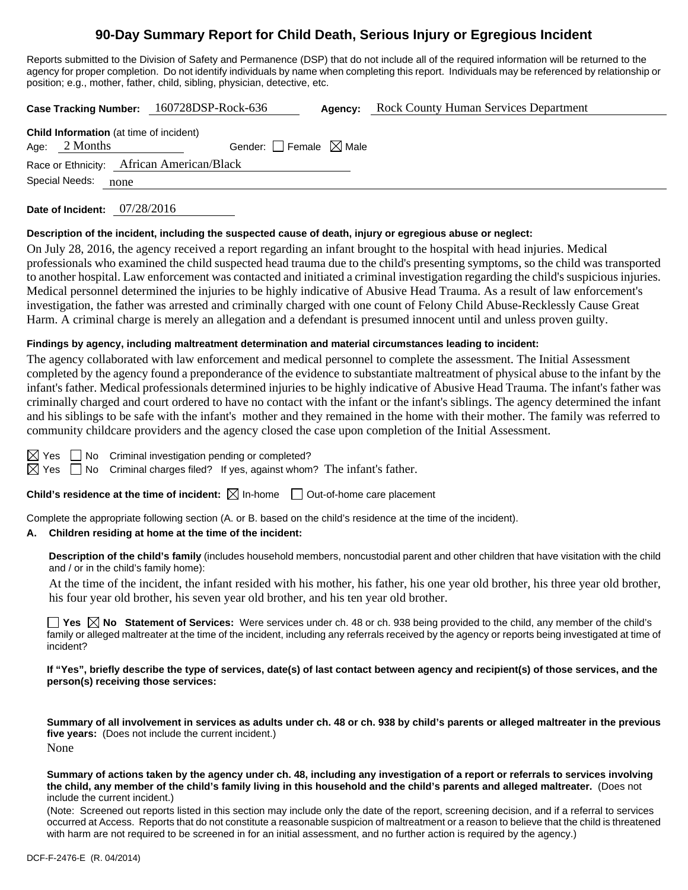# 90-Day Summary Report for Child Death, Serious Injury or Egregious Incident

Reports submitted to the Division of Safety and Permanence (DSP) that do not include all of the required information will be returned to the agency for proper completion. Do not identify individuals by name when completing this report. Individuals may be referenced by relationship or position; e.g., mother, father, child, sibling, physician, detective, etc.

**Case Tracking Number:** 160728DSP-Rock-636 **Agency:** Rock County Human Services Department

**Child Information** (at time of incident)
Age: 2 Months Gender: ☐ Female ☒ Male
Race or Ethnicity: African American/Black
Special Needs: none

**Date of Incident:** 07/28/2016

**Description of the incident, including the suspected cause of death, injury or egregious abuse or neglect:**

On July 28, 2016, the agency received a report regarding an infant brought to the hospital with head injuries. Medical professionals who examined the child suspected head trauma due to the child's presenting symptoms, so the child was transported to another hospital. Law enforcement was contacted and initiated a criminal investigation regarding the child's suspicious injuries. Medical personnel determined the injuries to be highly indicative of Abusive Head Trauma. As a result of law enforcement's investigation, the father was arrested and criminally charged with one count of Felony Child Abuse-Recklessly Cause Great Harm. A criminal charge is merely an allegation and a defendant is presumed innocent until and unless proven guilty.

**Findings by agency, including maltreatment determination and material circumstances leading to incident:**

The agency collaborated with law enforcement and medical personnel to complete the assessment. The Initial Assessment completed by the agency found a preponderance of the evidence to substantiate maltreatment of physical abuse to the infant by the infant's father. Medical professionals determined injuries to be highly indicative of Abusive Head Trauma. The infant's father was criminally charged and court ordered to have no contact with the infant or the infant's siblings. The agency determined the infant and his siblings to be safe with the infant's mother and they remained in the home with their mother. The family was referred to community childcare providers and the agency closed the case upon completion of the Initial Assessment.

☒ Yes ☐ No Criminal investigation pending or completed?
☒ Yes ☐ No Criminal charges filed? If yes, against whom? The infant's father.

**Child's residence at the time of incident:** ☒ In-home ☐ Out-of-home care placement

Complete the appropriate following section (A. or B. based on the child's residence at the time of the incident).

**A. Children residing at home at the time of the incident:**

**Description of the child's family** (includes household members, noncustodial parent and other children that have visitation with the child and / or in the child's family home):

At the time of the incident, the infant resided with his mother, his father, his one year old brother, his three year old brother, his four year old brother, his seven year old brother, and his ten year old brother.

☐ **Yes** ☒ **No Statement of Services:** Were services under ch. 48 or ch. 938 being provided to the child, any member of the child's family or alleged maltreater at the time of the incident, including any referrals received by the agency or reports being investigated at time of incident?

**If "Yes", briefly describe the type of services, date(s) of last contact between agency and recipient(s) of those services, and the person(s) receiving those services:**

**Summary of all involvement in services as adults under ch. 48 or ch. 938 by child's parents or alleged maltreater in the previous five years:** (Does not include the current incident.)

None

**Summary of actions taken by the agency under ch. 48, including any investigation of a report or referrals to services involving the child, any member of the child's family living in this household and the child's parents and alleged maltreater.** (Does not include the current incident.)

(Note: Screened out reports listed in this section may include only the date of the report, screening decision, and if a referral to services occurred at Access. Reports that do not constitute a reasonable suspicion of maltreatment or a reason to believe that the child is threatened with harm are not required to be screened in for an initial assessment, and no further action is required by the agency.)

DCF-F-2476-E (R. 04/2014)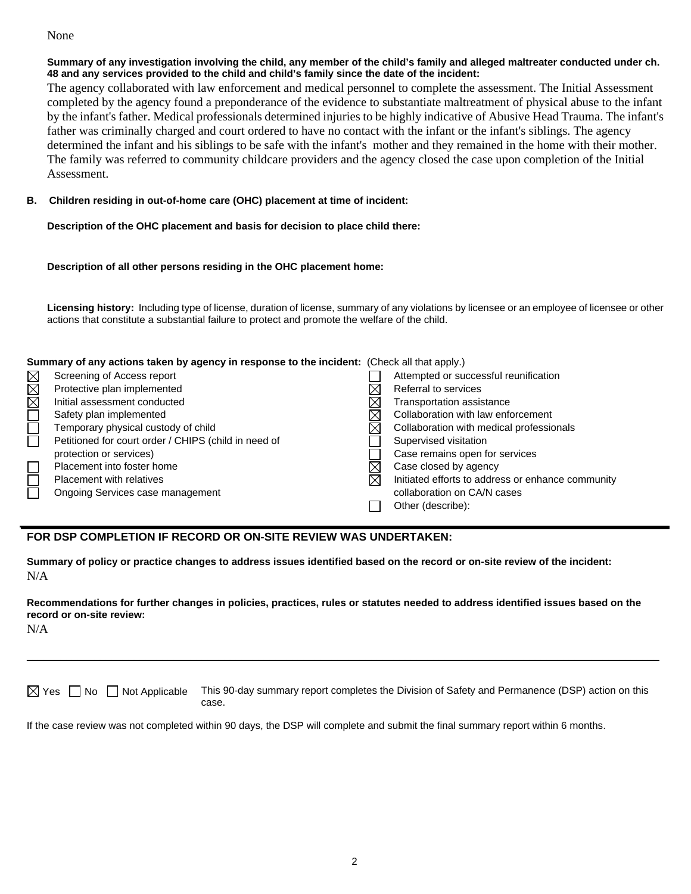None

**Summary of any investigation involving the child, any member of the child's family and alleged maltreater conducted under ch. 48 and any services provided to the child and child's family since the date of the incident:**

The agency collaborated with law enforcement and medical personnel to complete the assessment. The Initial Assessment completed by the agency found a preponderance of the evidence to substantiate maltreatment of physical abuse to the infant by the infant's father. Medical professionals determined injuries to be highly indicative of Abusive Head Trauma. The infant's father was criminally charged and court ordered to have no contact with the infant or the infant's siblings. The agency determined the infant and his siblings to be safe with the infant's mother and they remained in the home with their mother. The family was referred to community childcare providers and the agency closed the case upon completion of the Initial Assessment.

**B. Children residing in out-of-home care (OHC) placement at time of incident:**

**Description of the OHC placement and basis for decision to place child there:**

**Description of all other persons residing in the OHC placement home:**

**Licensing history:** Including type of license, duration of license, summary of any violations by licensee or an employee of licensee or other actions that constitute a substantial failure to protect and promote the welfare of the child.

**Summary of any actions taken by agency in response to the incident:** (Check all that apply.)

- [x] Screening of Access report
- [x] Protective plan implemented
- [x] Initial assessment conducted
- [ ] Safety plan implemented
- [ ] Temporary physical custody of child
- [ ] Petitioned for court order / CHIPS (child in need of protection or services)
- [ ] Placement into foster home
- [ ] Placement with relatives
- [ ] Ongoing Services case management
- [ ] Attempted or successful reunification
- [x] Referral to services
- [x] Transportation assistance
- [x] Collaboration with law enforcement
- [x] Collaboration with medical professionals
- [ ] Supervised visitation
- [ ] Case remains open for services
- [x] Case closed by agency
- [x] Initiated efforts to address or enhance community collaboration on CA/N cases
- [ ] Other (describe):

## FOR DSP COMPLETION IF RECORD OR ON-SITE REVIEW WAS UNDERTAKEN:

**Summary of policy or practice changes to address issues identified based on the record or on-site review of the incident:**

N/A

**Recommendations for further changes in policies, practices, rules or statutes needed to address identified issues based on the record or on-site review:**

N/A

---

[x] Yes [ ] No [ ] Not Applicable This 90-day summary report completes the Division of Safety and Permanence (DSP) action on this case.

If the case review was not completed within 90 days, the DSP will complete and submit the final summary report within 6 months.